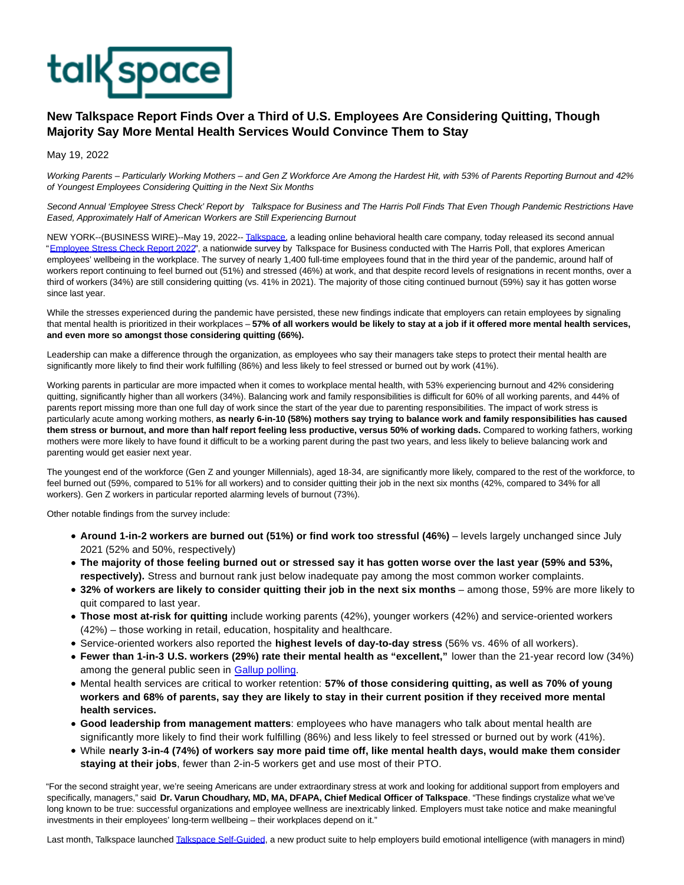talkspace

# New Talkspace Report Finds Over a Third of U.S. Employees Are Considering Quitting, Though Majority Say More Mental Health Services Would Convince Them to Stay

May 19, 2022

*Working Parents – Particularly Working Mothers – and Gen Z Workforce Are Among the Hardest Hit, with 53% of Parents Reporting Burnout and 42% of Youngest Employees Considering Quitting in the Next Six Months*

*Second Annual 'Employee Stress Check' Report by Talkspace for Business and The Harris Poll Finds That Even Though Pandemic Restrictions Have Eased, Approximately Half of American Workers are Still Experiencing Burnout*

NEW YORK--(BUSINESS WIRE)--May 19, 2022-- Talkspace, a leading online behavioral health care company, today released its second annual "Employee Stress Check Report 2022", a nationwide survey by Talkspace for Business conducted with The Harris Poll, that explores American employees' wellbeing in the workplace. The survey of nearly 1,400 full-time employees found that in the third year of the pandemic, around half of workers report continuing to feel burned out (51%) and stressed (46%) at work, and that despite record levels of resignations in recent months, over a third of workers (34%) are still considering quitting (vs. 41% in 2021). The majority of those citing continued burnout (59%) say it has gotten worse since last year.

While the stresses experienced during the pandemic have persisted, these new findings indicate that employers can retain employees by signaling that mental health is prioritized in their workplaces – **57% of all workers would be likely to stay at a job if it offered more mental health services, and even more so amongst those considering quitting (66%).**

Leadership can make a difference through the organization, as employees who say their managers take steps to protect their mental health are significantly more likely to find their work fulfilling (86%) and less likely to feel stressed or burned out by work (41%).

Working parents in particular are more impacted when it comes to workplace mental health, with 53% experiencing burnout and 42% considering quitting, significantly higher than all workers (34%). Balancing work and family responsibilities is difficult for 60% of all working parents, and 44% of parents report missing more than one full day of work since the start of the year due to parenting responsibilities. The impact of work stress is particularly acute among working mothers, **as nearly 6-in-10 (58%) mothers say trying to balance work and family responsibilities has caused them stress or burnout, and more than half report feeling less productive, versus 50% of working dads.** Compared to working fathers, working mothers were more likely to have found it difficult to be a working parent during the past two years, and less likely to believe balancing work and parenting would get easier next year.

The youngest end of the workforce (Gen Z and younger Millennials), aged 18-34, are significantly more likely, compared to the rest of the workforce, to feel burned out (59%, compared to 51% for all workers) and to consider quitting their job in the next six months (42%, compared to 34% for all workers). Gen Z workers in particular reported alarming levels of burnout (73%).

Other notable findings from the survey include:

- **Around 1-in-2 workers are burned out (51%) or find work too stressful (46%)** – levels largely unchanged since July 2021 (52% and 50%, respectively)
- **The majority of those feeling burned out or stressed say it has gotten worse over the last year (59% and 53%, respectively).** Stress and burnout rank just below inadequate pay among the most common worker complaints.
- **32% of workers are likely to consider quitting their job in the next six months** – among those, 59% are more likely to quit compared to last year.
- **Those most at-risk for quitting** include working parents (42%), younger workers (42%) and service-oriented workers (42%) – those working in retail, education, hospitality and healthcare.
- Service-oriented workers also reported the **highest levels of day-to-day stress** (56% vs. 46% of all workers).
- **Fewer than 1-in-3 U.S. workers (29%) rate their mental health as "excellent,"** lower than the 21-year record low (34%) among the general public seen in Gallup polling.
- Mental health services are critical to worker retention: **57% of those considering quitting, as well as 70% of young workers and 68% of parents, say they are likely to stay in their current position if they received more mental health services.**
- **Good leadership from management matters**: employees who have managers who talk about mental health are significantly more likely to find their work fulfilling (86%) and less likely to feel stressed or burned out by work (41%).
- While **nearly 3-in-4 (74%) of workers say more paid time off, like mental health days, would make them consider staying at their jobs**, fewer than 2-in-5 workers get and use most of their PTO.

"For the second straight year, we're seeing Americans are under extraordinary stress at work and looking for additional support from employers and specifically, managers," said **Dr. Varun Choudhary, MD, MA, DFAPA, Chief Medical Officer of Talkspace**. "These findings crystalize what we've long known to be true: successful organizations and employee wellness are inextricably linked. Employers must take notice and make meaningful investments in their employees' long-term wellbeing – their workplaces depend on it."

Last month, Talkspace launched Talkspace Self-Guided, a new product suite to help employers build emotional intelligence (with managers in mind)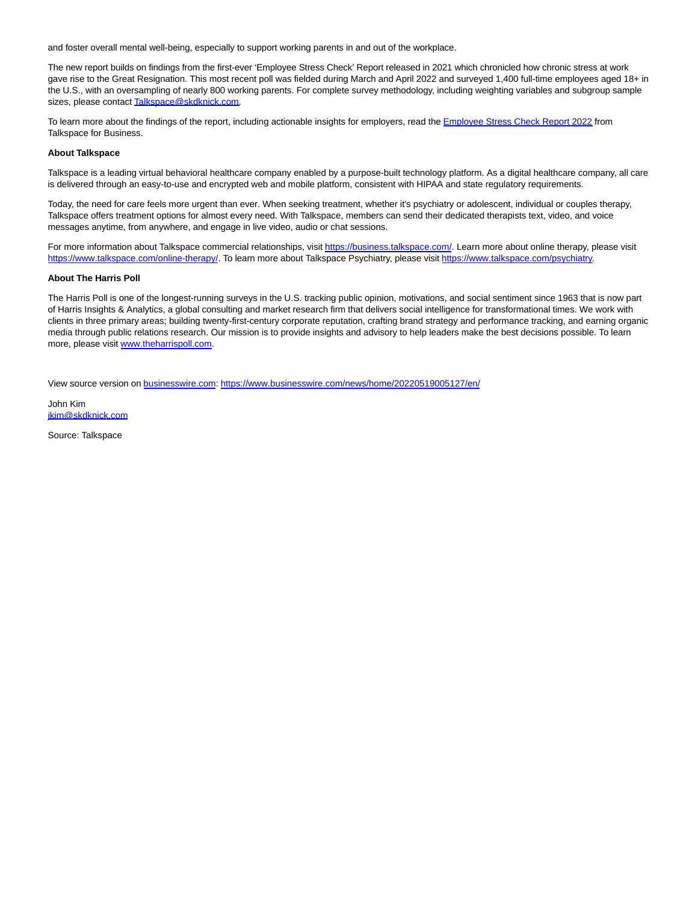and foster overall mental well-being, especially to support working parents in and out of the workplace.

The new report builds on findings from the first-ever 'Employee Stress Check' Report released in 2021 which chronicled how chronic stress at work gave rise to the Great Resignation. This most recent poll was fielded during March and April 2022 and surveyed 1,400 full-time employees aged 18+ in the U.S., with an oversampling of nearly 800 working parents. For complete survey methodology, including weighting variables and subgroup sample sizes, please contact Talkspace@skdknick.com.

To learn more about the findings of the report, including actionable insights for employers, read the Employee Stress Check Report 2022 from Talkspace for Business.

**About Talkspace**

Talkspace is a leading virtual behavioral healthcare company enabled by a purpose-built technology platform. As a digital healthcare company, all care is delivered through an easy-to-use and encrypted web and mobile platform, consistent with HIPAA and state regulatory requirements.

Today, the need for care feels more urgent than ever. When seeking treatment, whether it's psychiatry or adolescent, individual or couples therapy, Talkspace offers treatment options for almost every need. With Talkspace, members can send their dedicated therapists text, video, and voice messages anytime, from anywhere, and engage in live video, audio or chat sessions.

For more information about Talkspace commercial relationships, visit https://business.talkspace.com/. Learn more about online therapy, please visit https://www.talkspace.com/online-therapy/. To learn more about Talkspace Psychiatry, please visit https://www.talkspace.com/psychiatry.

**About The Harris Poll**

The Harris Poll is one of the longest-running surveys in the U.S. tracking public opinion, motivations, and social sentiment since 1963 that is now part of Harris Insights & Analytics, a global consulting and market research firm that delivers social intelligence for transformational times. We work with clients in three primary areas; building twenty-first-century corporate reputation, crafting brand strategy and performance tracking, and earning organic media through public relations research. Our mission is to provide insights and advisory to help leaders make the best decisions possible. To learn more, please visit www.theharrispoll.com.

View source version on businesswire.com: https://www.businesswire.com/news/home/20220519005127/en/

John Kim
jkim@skdknick.com

Source: Talkspace